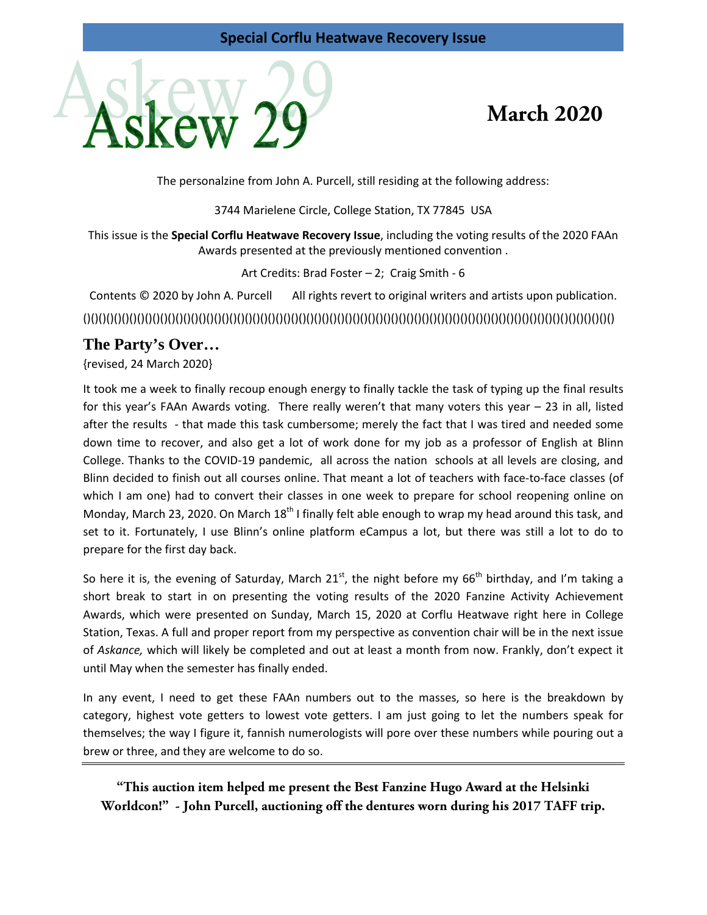**Special Corflu Heatwave Recovery Issue**

# Askew 29

## March 2020

The personalzine from John A. Purcell, still residing at the following address:

3744 Marielene Circle, College Station, TX 77845 USA

This issue is the **Special Corflu Heatwave Recovery Issue**, including the voting results of the 2020 FAAn Awards presented at the previously mentioned convention .

Art Credits: Brad Foster – 2; Craig Smith - 6

Contents © 2020 by John A. Purcell All rights revert to original writers and artists upon publication.

()()()()()()()()()()()()()()()()()()()()()()()()()()()()()()()()()()()()()()()()()()()()()()()()()()()()()()()()()()()()()()()()()()()()()()()()

## The Party's Over…

{revised, 24 March 2020}

It took me a week to finally recoup enough energy to finally tackle the task of typing up the final results for this year's FAAn Awards voting. There really weren't that many voters this year – 23 in all, listed after the results - that made this task cumbersome; merely the fact that I was tired and needed some down time to recover, and also get a lot of work done for my job as a professor of English at Blinn College. Thanks to the COVID-19 pandemic, all across the nation schools at all levels are closing, and Blinn decided to finish out all courses online. That meant a lot of teachers with face-to-face classes (of which I am one) had to convert their classes in one week to prepare for school reopening online on Monday, March 23, 2020. On March 18th I finally felt able enough to wrap my head around this task, and set to it. Fortunately, I use Blinn's online platform eCampus a lot, but there was still a lot to do to prepare for the first day back.

So here it is, the evening of Saturday, March 21st, the night before my 66th birthday, and I'm taking a short break to start in on presenting the voting results of the 2020 Fanzine Activity Achievement Awards, which were presented on Sunday, March 15, 2020 at Corflu Heatwave right here in College Station, Texas. A full and proper report from my perspective as convention chair will be in the next issue of *Askance,* which will likely be completed and out at least a month from now. Frankly, don't expect it until May when the semester has finally ended.

In any event, I need to get these FAAn numbers out to the masses, so here is the breakdown by category, highest vote getters to lowest vote getters. I am just going to let the numbers speak for themselves; the way I figure it, fannish numerologists will pore over these numbers while pouring out a brew or three, and they are welcome to do so.

---

**"This auction item helped me present the Best Fanzine Hugo Award at the Helsinki Worldcon!" - John Purcell, auctioning off the dentures worn during his 2017 TAFF trip.**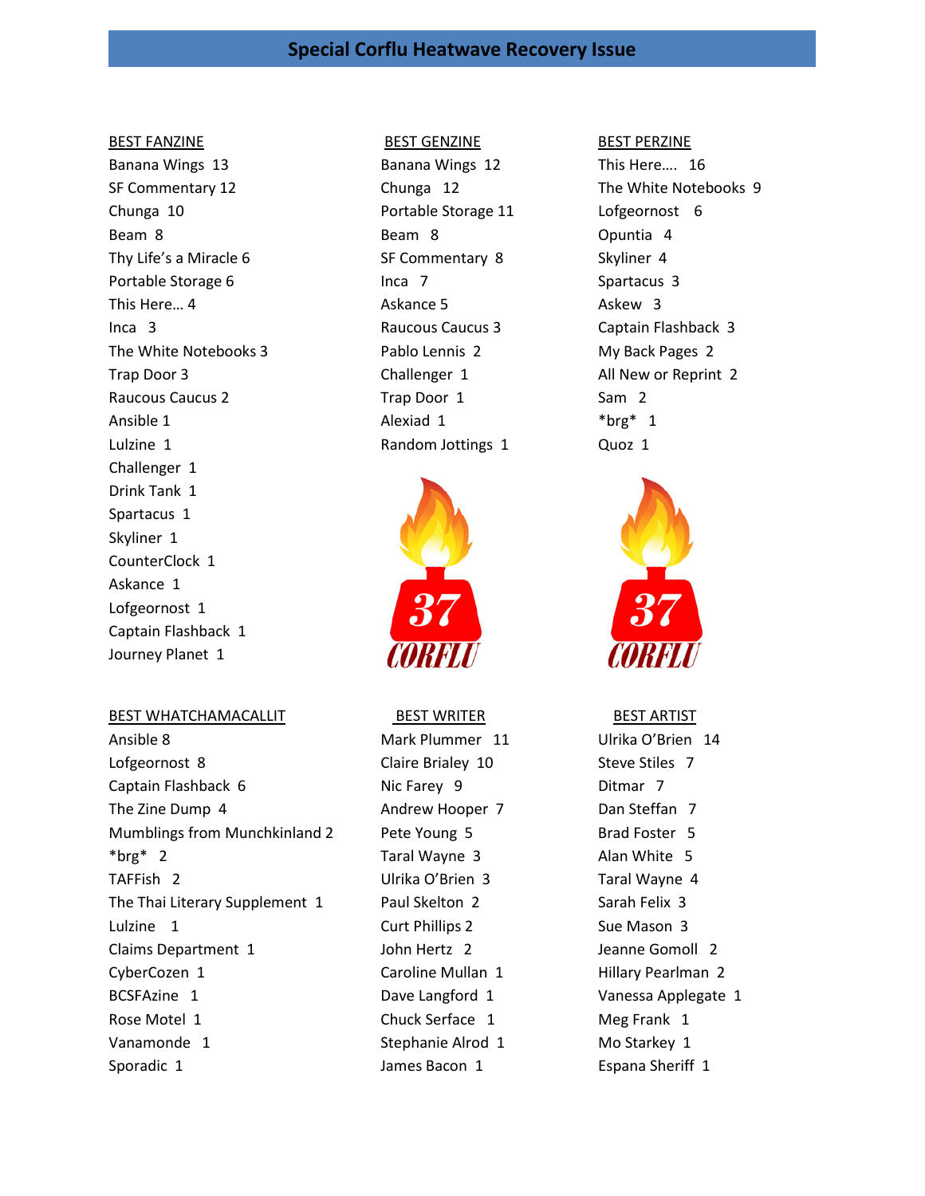## Special Corflu Heatwave Recovery Issue

**BEST FANZINE**

Banana Wings 13
SF Commentary 12
Chunga 10
Beam 8
Thy Life's a Miracle 6
Portable Storage 6
This Here… 4
Inca 3
The White Notebooks 3
Trap Door 3
Raucous Caucus 2
Ansible 1
Lulzine 1
Challenger 1
Drink Tank 1
Spartacus 1
Skyliner 1
CounterClock 1
Askance 1
Lofgeornost 1
Captain Flashback 1
Journey Planet 1

**BEST GENZINE**

Banana Wings 12
Chunga 12
Portable Storage 11
Beam 8
SF Commentary 8
Inca 7
Askance 5
Raucous Caucus 3
Pablo Lennis 2
Challenger 1
Trap Door 1
Alexiad 1
Random Jottings 1

**BEST PERZINE**

This Here…. 16
The White Notebooks 9
Lofgeornost 6
Opuntia 4
Skyliner 4
Spartacus 3
Askew 3
Captain Flashback 3
My Back Pages 2
All New or Reprint 2
Sam 2
*brg* 1
Quoz 1

**BEST WHATCHAMACALLIT**

Ansible 8
Lofgeornost 8
Captain Flashback 6
The Zine Dump 4
Mumblings from Munchkinland 2
*brg* 2
TAFFish 2
The Thai Literary Supplement 1
Lulzine 1
Claims Department 1
CyberCozen 1
BCSFAzine 1
Rose Motel 1
Vanamonde 1
Sporadic 1

**BEST WRITER**

Mark Plummer 11
Claire Brialey 10
Nic Farey 9
Andrew Hooper 7
Pete Young 5
Taral Wayne 3
Ulrika O'Brien 3
Paul Skelton 2
Curt Phillips 2
John Hertz 2
Caroline Mullan 1
Dave Langford 1
Chuck Serface 1
Stephanie Alrod 1
James Bacon 1

**BEST ARTIST**

Ulrika O'Brien 14
Steve Stiles 7
Ditmar 7
Dan Steffan 7
Brad Foster 5
Alan White 5
Taral Wayne 4
Sarah Felix 3
Sue Mason 3
Jeanne Gomoll 2
Hillary Pearlman 2
Vanessa Applegate 1
Meg Frank 1
Mo Starkey 1
Espana Sheriff 1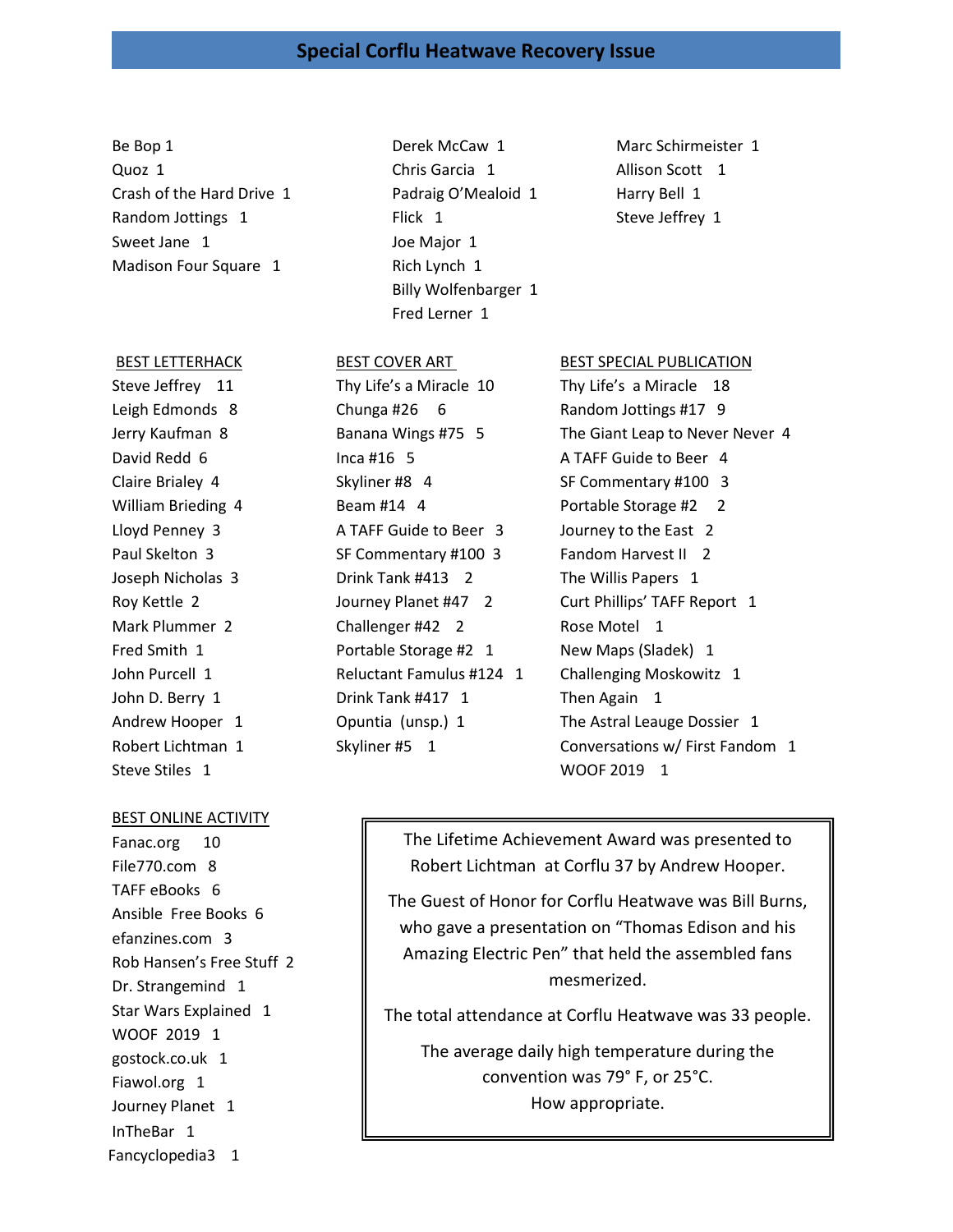## Special Corflu Heatwave Recovery Issue

Be Bop 1
Quoz 1
Crash of the Hard Drive 1
Random Jottings 1
Sweet Jane 1
Madison Four Square 1

Derek McCaw 1
Chris Garcia 1
Padraig O'Mealoid 1
Flick 1
Joe Major 1
Rich Lynch 1
Billy Wolfenbarger 1
Fred Lerner 1

Marc Schirmeister 1
Allison Scott 1
Harry Bell 1
Steve Jeffrey 1

BEST LETTERHACK

Steve Jeffrey 11
Leigh Edmonds 8
Jerry Kaufman 8
David Redd 6
Claire Brialey 4
William Brieding 4
Lloyd Penney 3
Paul Skelton 3
Joseph Nicholas 3
Roy Kettle 2
Mark Plummer 2
Fred Smith 1
John Purcell 1
John D. Berry 1
Andrew Hooper 1
Robert Lichtman 1
Steve Stiles 1

BEST COVER ART

Thy Life's a Miracle 10
Chunga #26 6
Banana Wings #75 5
Inca #16 5
Skyliner #8 4
Beam #14 4
A TAFF Guide to Beer 3
SF Commentary #100 3
Drink Tank #413 2
Journey Planet #47 2
Challenger #42 2
Portable Storage #2 1
Reluctant Famulus #124 1
Drink Tank #417 1
Opuntia (unsp.) 1
Skyliner #5 1

BEST SPECIAL PUBLICATION

Thy Life's a Miracle 18
Random Jottings #17 9
The Giant Leap to Never Never 4
A TAFF Guide to Beer 4
SF Commentary #100 3
Portable Storage #2 2
Journey to the East 2
Fandom Harvest II 2
The Willis Papers 1
Curt Phillips' TAFF Report 1
Rose Motel 1
New Maps (Sladek) 1
Challenging Moskowitz 1
Then Again 1
The Astral Leauge Dossier 1
Conversations w/ First Fandom 1
WOOF 2019 1

BEST ONLINE ACTIVITY

Fanac.org 10
File770.com 8
TAFF eBooks 6
Ansible Free Books 6
efanzines.com 3
Rob Hansen's Free Stuff 2
Dr. Strangemind 1
Star Wars Explained 1
WOOF 2019 1
gostock.co.uk 1
Fiawol.org 1
Journey Planet 1
InTheBar 1
Fancyclopedia3 1

The Lifetime Achievement Award was presented to Robert Lichtman at Corflu 37 by Andrew Hooper.

The Guest of Honor for Corflu Heatwave was Bill Burns, who gave a presentation on "Thomas Edison and his Amazing Electric Pen" that held the assembled fans mesmerized.

The total attendance at Corflu Heatwave was 33 people.

The average daily high temperature during the convention was 79° F, or 25°C.
How appropriate.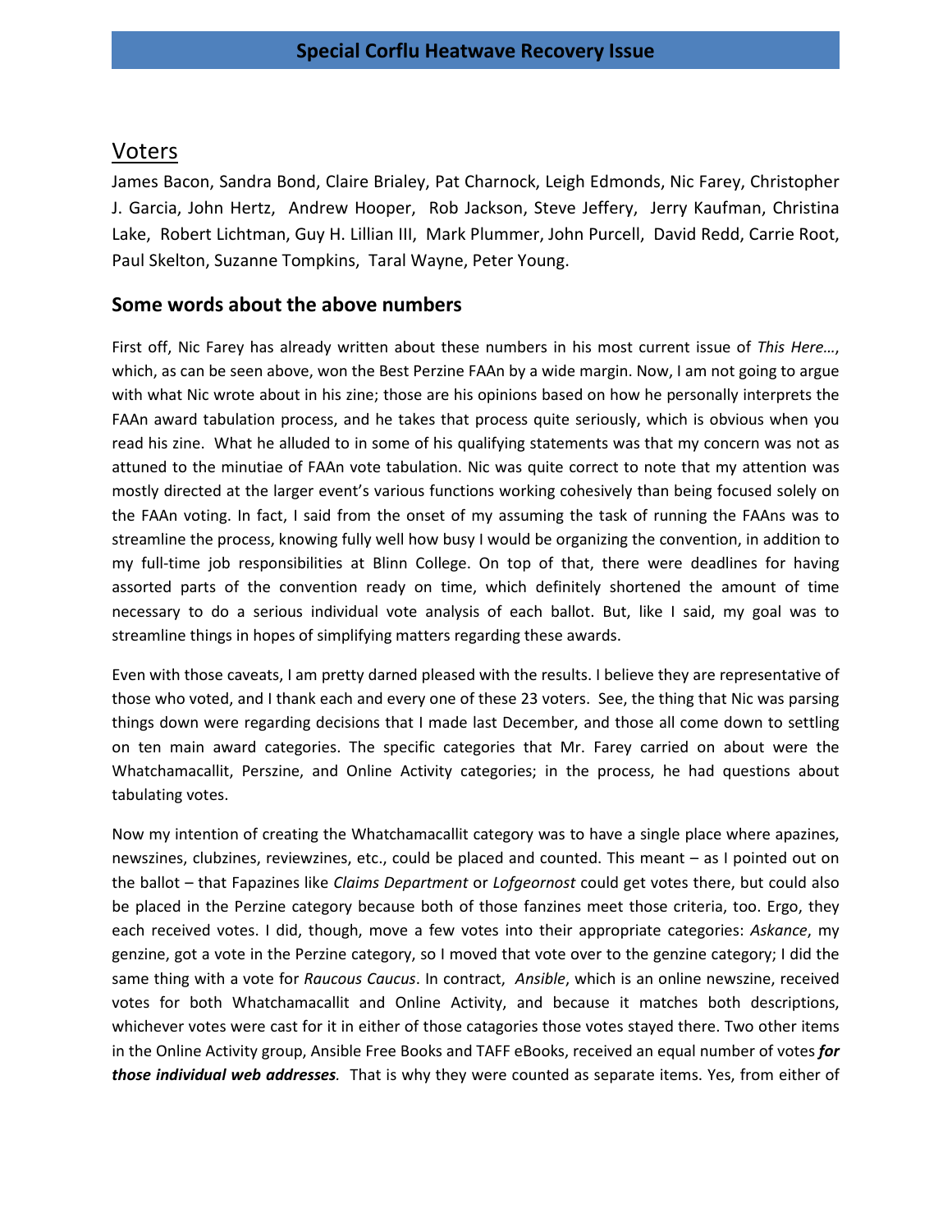## Voters

James Bacon, Sandra Bond, Claire Brialey, Pat Charnock, Leigh Edmonds, Nic Farey, Christopher J. Garcia, John Hertz, Andrew Hooper, Rob Jackson, Steve Jeffery, Jerry Kaufman, Christina Lake, Robert Lichtman, Guy H. Lillian III, Mark Plummer, John Purcell, David Redd, Carrie Root, Paul Skelton, Suzanne Tompkins, Taral Wayne, Peter Young.

### Some words about the above numbers

First off, Nic Farey has already written about these numbers in his most current issue of *This Here…*, which, as can be seen above, won the Best Perzine FAAn by a wide margin. Now, I am not going to argue with what Nic wrote about in his zine; those are his opinions based on how he personally interprets the FAAn award tabulation process, and he takes that process quite seriously, which is obvious when you read his zine. What he alluded to in some of his qualifying statements was that my concern was not as attuned to the minutiae of FAAn vote tabulation. Nic was quite correct to note that my attention was mostly directed at the larger event's various functions working cohesively than being focused solely on the FAAn voting. In fact, I said from the onset of my assuming the task of running the FAAns was to streamline the process, knowing fully well how busy I would be organizing the convention, in addition to my full-time job responsibilities at Blinn College. On top of that, there were deadlines for having assorted parts of the convention ready on time, which definitely shortened the amount of time necessary to do a serious individual vote analysis of each ballot. But, like I said, my goal was to streamline things in hopes of simplifying matters regarding these awards.

Even with those caveats, I am pretty darned pleased with the results. I believe they are representative of those who voted, and I thank each and every one of these 23 voters. See, the thing that Nic was parsing things down were regarding decisions that I made last December, and those all come down to settling on ten main award categories. The specific categories that Mr. Farey carried on about were the Whatchamacallit, Perszine, and Online Activity categories; in the process, he had questions about tabulating votes.

Now my intention of creating the Whatchamacallit category was to have a single place where apazines, newszines, clubzines, reviewzines, etc., could be placed and counted. This meant – as I pointed out on the ballot – that Fapazines like *Claims Department* or *Lofgeornost* could get votes there, but could also be placed in the Perzine category because both of those fanzines meet those criteria, too. Ergo, they each received votes. I did, though, move a few votes into their appropriate categories: *Askance*, my genzine, got a vote in the Perzine category, so I moved that vote over to the genzine category; I did the same thing with a vote for *Raucous Caucus*. In contract, *Ansible*, which is an online newszine, received votes for both Whatchamacallit and Online Activity, and because it matches both descriptions, whichever votes were cast for it in either of those catagories those votes stayed there. Two other items in the Online Activity group, Ansible Free Books and TAFF eBooks, received an equal number of votes ***for those individual web addresses.*** That is why they were counted as separate items. Yes, from either of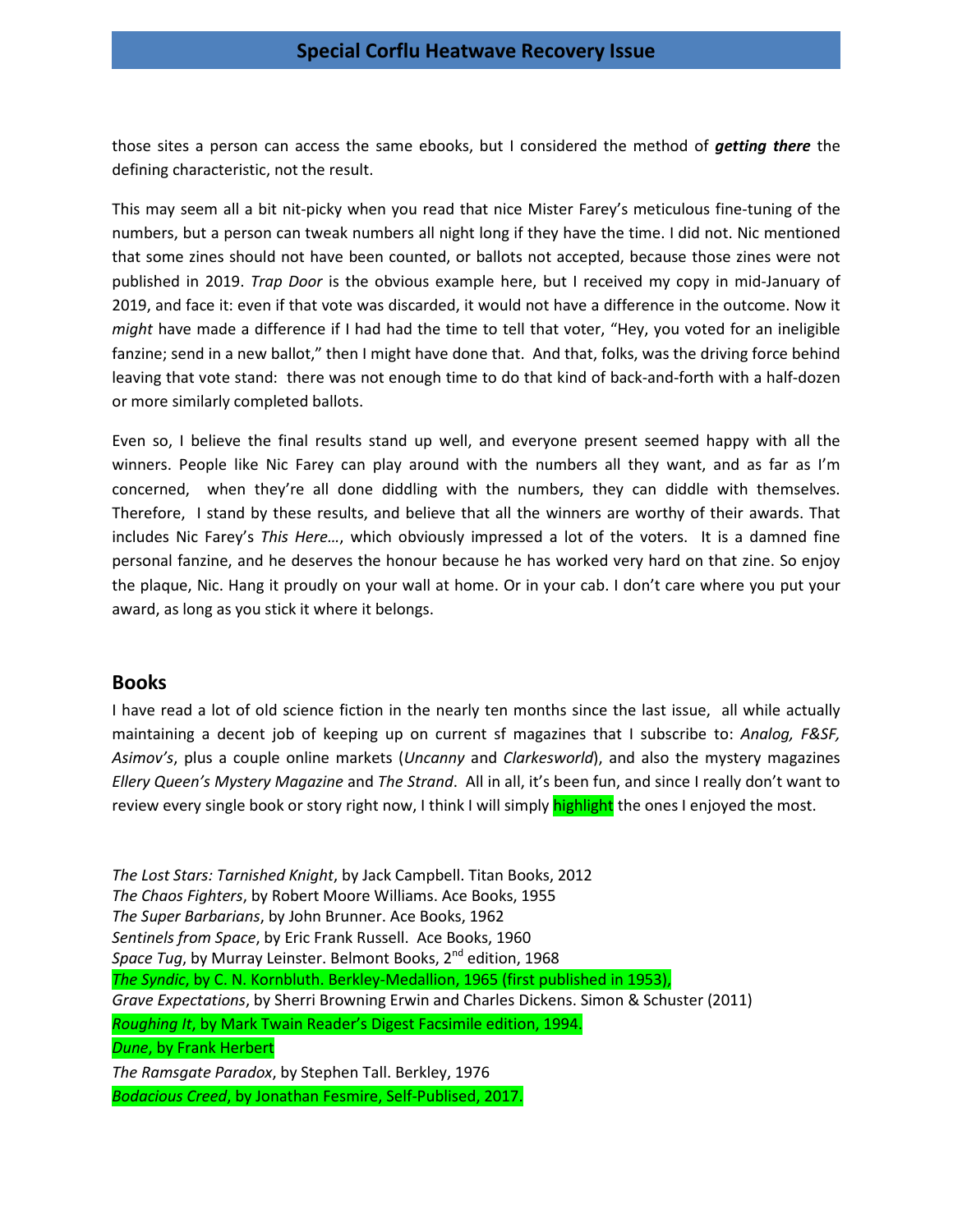those sites a person can access the same ebooks, but I considered the method of ***getting there*** the defining characteristic, not the result.

This may seem all a bit nit-picky when you read that nice Mister Farey's meticulous fine-tuning of the numbers, but a person can tweak numbers all night long if they have the time. I did not. Nic mentioned that some zines should not have been counted, or ballots not accepted, because those zines were not published in 2019. *Trap Door* is the obvious example here, but I received my copy in mid-January of 2019, and face it: even if that vote was discarded, it would not have a difference in the outcome. Now it *might* have made a difference if I had had the time to tell that voter, "Hey, you voted for an ineligible fanzine; send in a new ballot," then I might have done that. And that, folks, was the driving force behind leaving that vote stand: there was not enough time to do that kind of back-and-forth with a half-dozen or more similarly completed ballots.

Even so, I believe the final results stand up well, and everyone present seemed happy with all the winners. People like Nic Farey can play around with the numbers all they want, and as far as I'm concerned, when they're all done diddling with the numbers, they can diddle with themselves. Therefore, I stand by these results, and believe that all the winners are worthy of their awards. That includes Nic Farey's *This Here…*, which obviously impressed a lot of the voters. It is a damned fine personal fanzine, and he deserves the honour because he has worked very hard on that zine. So enjoy the plaque, Nic. Hang it proudly on your wall at home. Or in your cab. I don't care where you put your award, as long as you stick it where it belongs.

## Books

I have read a lot of old science fiction in the nearly ten months since the last issue, all while actually maintaining a decent job of keeping up on current sf magazines that I subscribe to: *Analog, F&SF, Asimov's*, plus a couple online markets (*Uncanny* and *Clarkesworld*), and also the mystery magazines *Ellery Queen's Mystery Magazine* and *The Strand*. All in all, it's been fun, and since I really don't want to review every single book or story right now, I think I will simply highlight the ones I enjoyed the most.

*The Lost Stars: Tarnished Knight*, by Jack Campbell. Titan Books, 2012
*The Chaos Fighters*, by Robert Moore Williams. Ace Books, 1955
*The Super Barbarians*, by John Brunner. Ace Books, 1962
*Sentinels from Space*, by Eric Frank Russell. Ace Books, 1960
*Space Tug*, by Murray Leinster. Belmont Books, 2nd edition, 1968
*The Syndic*, by C. N. Kornbluth. Berkley-Medallion, 1965 (first published in 1953),
*Grave Expectations*, by Sherri Browning Erwin and Charles Dickens. Simon & Schuster (2011)
*Roughing It*, by Mark Twain Reader's Digest Facsimile edition, 1994.
*Dune*, by Frank Herbert
*The Ramsgate Paradox*, by Stephen Tall. Berkley, 1976
*Bodacious Creed*, by Jonathan Fesmire, Self-Publised, 2017.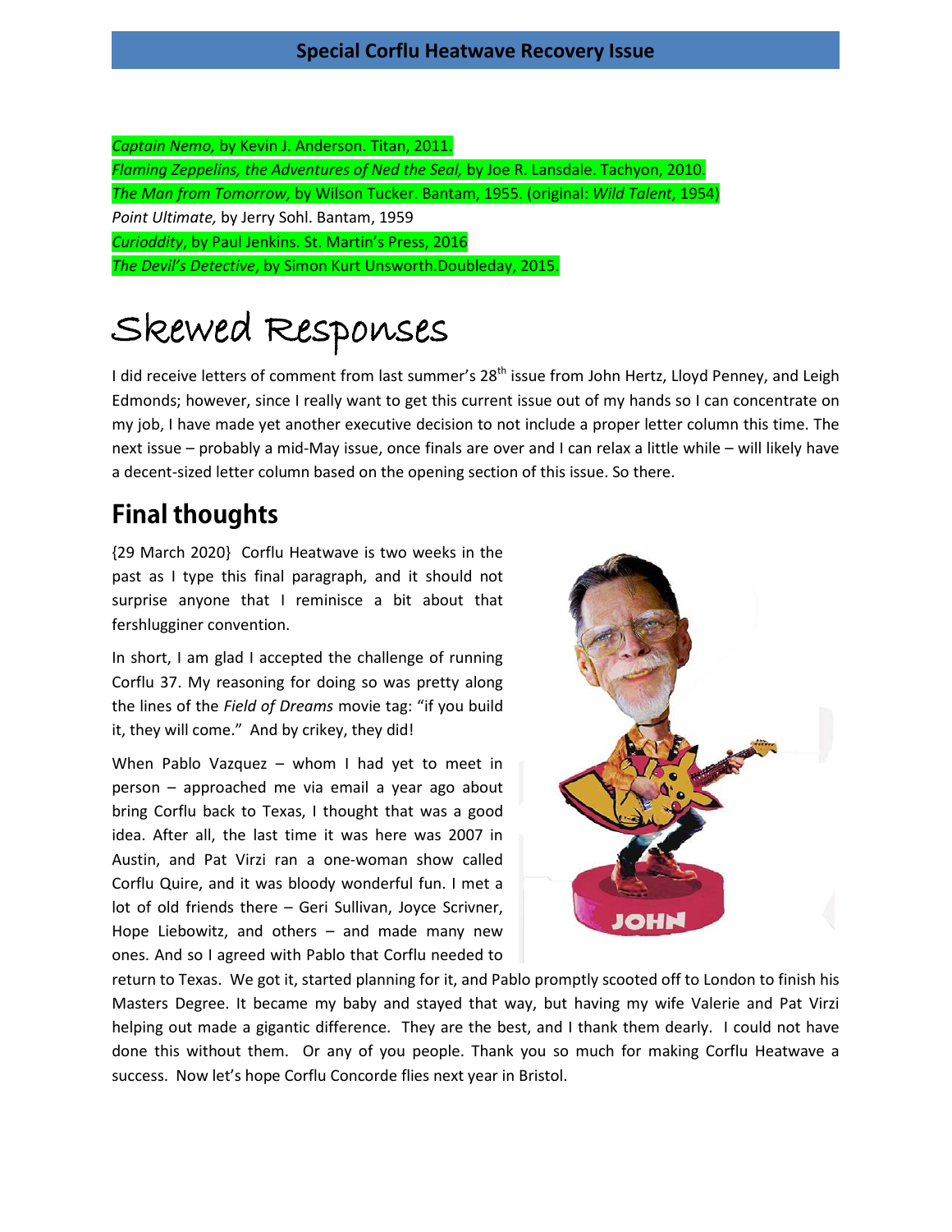*Captain Nemo,* by Kevin J. Anderson. Titan, 2011.
*Flaming Zeppelins, the Adventures of Ned the Seal,* by Joe R. Lansdale. Tachyon, 2010.
*The Man from Tomorrow,* by Wilson Tucker. Bantam, 1955. (original: *Wild Talent*, 1954)
*Point Ultimate,* by Jerry Sohl. Bantam, 1959
*Curioddity*, by Paul Jenkins. St. Martin's Press, 2016
*The Devil's Detective*, by Simon Kurt Unsworth.Doubleday, 2015.

# Skewed Responses

I did receive letters of comment from last summer's 28th issue from John Hertz, Lloyd Penney, and Leigh Edmonds; however, since I really want to get this current issue out of my hands so I can concentrate on my job, I have made yet another executive decision to not include a proper letter column this time. The next issue – probably a mid-May issue, once finals are over and I can relax a little while – will likely have a decent-sized letter column based on the opening section of this issue. So there.

## Final thoughts

{29 March 2020} Corflu Heatwave is two weeks in the past as I type this final paragraph, and it should not surprise anyone that I reminisce a bit about that fershlugginer convention.

In short, I am glad I accepted the challenge of running Corflu 37. My reasoning for doing so was pretty along the lines of the *Field of Dreams* movie tag: "if you build it, they will come." And by crikey, they did!

When Pablo Vazquez – whom I had yet to meet in person – approached me via email a year ago about bring Corflu back to Texas, I thought that was a good idea. After all, the last time it was here was 2007 in Austin, and Pat Virzi ran a one-woman show called Corflu Quire, and it was bloody wonderful fun. I met a lot of old friends there – Geri Sullivan, Joyce Scrivner, Hope Liebowitz, and others – and made many new ones. And so I agreed with Pablo that Corflu needed to return to Texas. We got it, started planning for it, and Pablo promptly scooted off to London to finish his Masters Degree. It became my baby and stayed that way, but having my wife Valerie and Pat Virzi helping out made a gigantic difference. They are the best, and I thank them dearly. I could not have done this without them. Or any of you people. Thank you so much for making Corflu Heatwave a success. Now let's hope Corflu Concorde flies next year in Bristol.